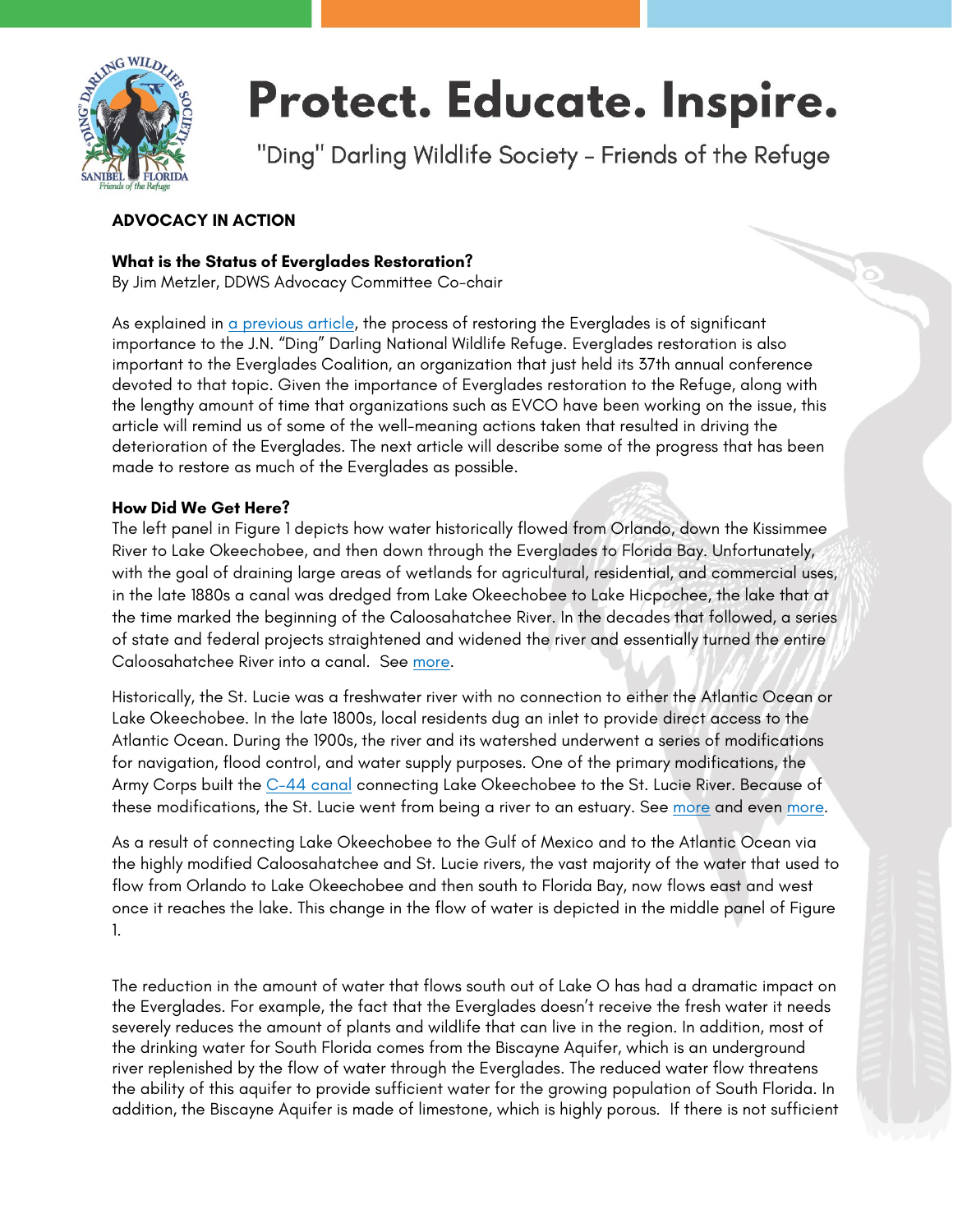# Protect. Educate. Inspire.

"Ding" Darling Wildlife Society - Friends of the Refuge

**ADVOCACY IN ACTION**

**What is the Status of Everglades Restoration?**
By Jim Metzler, DDWS Advocacy Committee Co-chair

As explained in a previous article, the process of restoring the Everglades is of significant importance to the J.N. "Ding" Darling National Wildlife Refuge. Everglades restoration is also important to the Everglades Coalition, an organization that just held its 37th annual conference devoted to that topic. Given the importance of Everglades restoration to the Refuge, along with the lengthy amount of time that organizations such as EVCO have been working on the issue, this article will remind us of some of the well-meaning actions taken that resulted in driving the deterioration of the Everglades. The next article will describe some of the progress that has been made to restore as much of the Everglades as possible.

**How Did We Get Here?**

The left panel in Figure 1 depicts how water historically flowed from Orlando, down the Kissimmee River to Lake Okeechobee, and then down through the Everglades to Florida Bay. Unfortunately, with the goal of draining large areas of wetlands for agricultural, residential, and commercial uses, in the late 1880s a canal was dredged from Lake Okeechobee to Lake Hicpochee, the lake that at the time marked the beginning of the Caloosahatchee River. In the decades that followed, a series of state and federal projects straightened and widened the river and essentially turned the entire Caloosahatchee River into a canal. See more.

Historically, the St. Lucie was a freshwater river with no connection to either the Atlantic Ocean or Lake Okeechobee. In the late 1800s, local residents dug an inlet to provide direct access to the Atlantic Ocean. During the 1900s, the river and its watershed underwent a series of modifications for navigation, flood control, and water supply purposes. One of the primary modifications, the Army Corps built the C-44 canal connecting Lake Okeechobee to the St. Lucie River. Because of these modifications, the St. Lucie went from being a river to an estuary. See more and even more.

As a result of connecting Lake Okeechobee to the Gulf of Mexico and to the Atlantic Ocean via the highly modified Caloosahatchee and St. Lucie rivers, the vast majority of the water that used to flow from Orlando to Lake Okeechobee and then south to Florida Bay, now flows east and west once it reaches the lake. This change in the flow of water is depicted in the middle panel of Figure 1.

The reduction in the amount of water that flows south out of Lake O has had a dramatic impact on the Everglades. For example, the fact that the Everglades doesn't receive the fresh water it needs severely reduces the amount of plants and wildlife that can live in the region. In addition, most of the drinking water for South Florida comes from the Biscayne Aquifer, which is an underground river replenished by the flow of water through the Everglades. The reduced water flow threatens the ability of this aquifer to provide sufficient water for the growing population of South Florida. In addition, the Biscayne Aquifer is made of limestone, which is highly porous. If there is not sufficient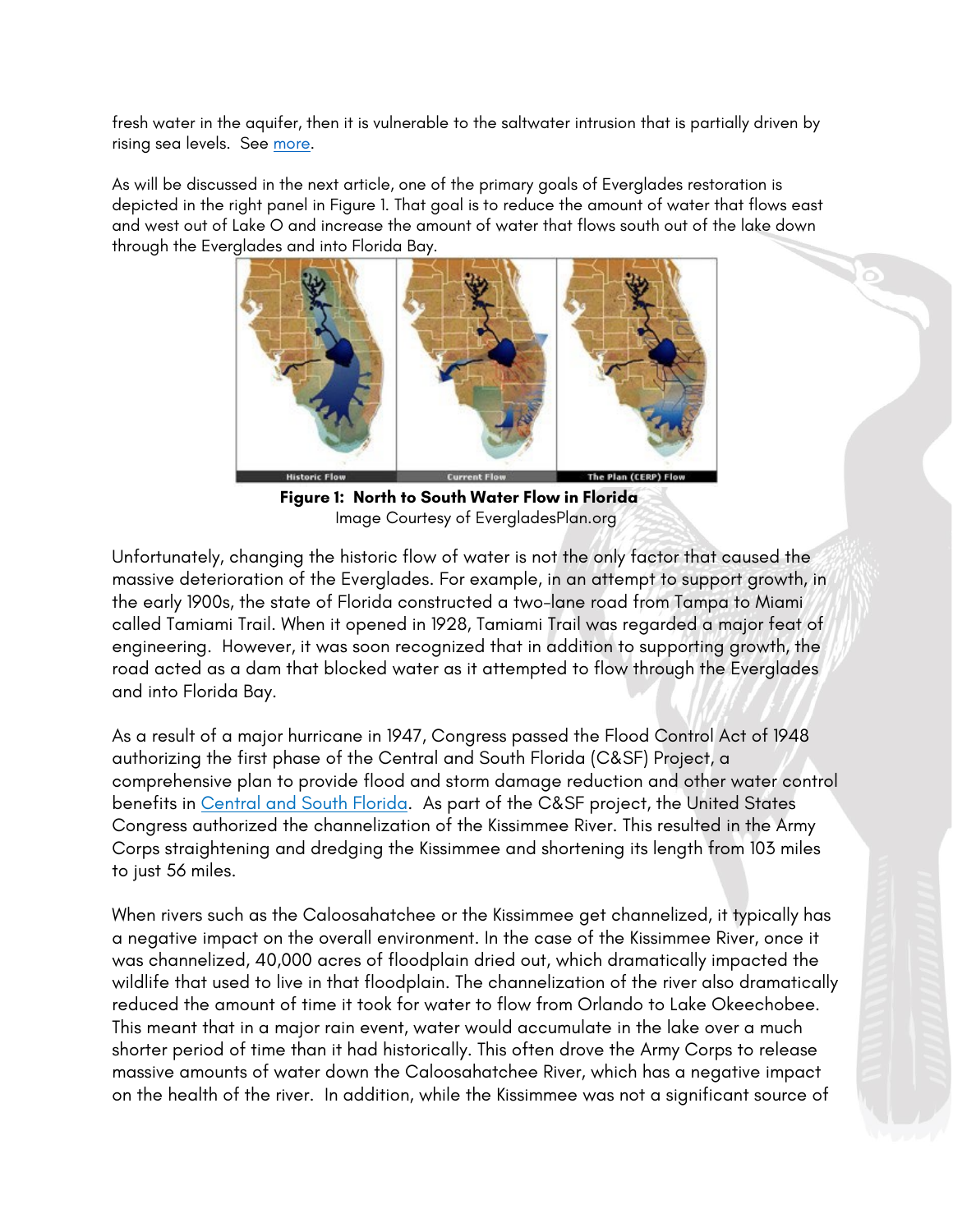fresh water in the aquifer, then it is vulnerable to the saltwater intrusion that is partially driven by rising sea levels. See [more](#).

As will be discussed in the next article, one of the primary goals of Everglades restoration is depicted in the right panel in Figure 1. That goal is to reduce the amount of water that flows east and west out of Lake O and increase the amount of water that flows south out of the lake down through the Everglades and into Florida Bay.

**Figure 1: North to South Water Flow in Florida**
Image Courtesy of EvergladesPlan.org

Unfortunately, changing the historic flow of water is not the only factor that caused the massive deterioration of the Everglades. For example, in an attempt to support growth, in the early 1900s, the state of Florida constructed a two-lane road from Tampa to Miami called Tamiami Trail. When it opened in 1928, Tamiami Trail was regarded a major feat of engineering. However, it was soon recognized that in addition to supporting growth, the road acted as a dam that blocked water as it attempted to flow through the Everglades and into Florida Bay.

As a result of a major hurricane in 1947, Congress passed the Flood Control Act of 1948 authorizing the first phase of the Central and South Florida (C&SF) Project, a comprehensive plan to provide flood and storm damage reduction and other water control benefits in [Central and South Florida](#). As part of the C&SF project, the United States Congress authorized the channelization of the Kissimmee River. This resulted in the Army Corps straightening and dredging the Kissimmee and shortening its length from 103 miles to just 56 miles.

When rivers such as the Caloosahatchee or the Kissimmee get channelized, it typically has a negative impact on the overall environment. In the case of the Kissimmee River, once it was channelized, 40,000 acres of floodplain dried out, which dramatically impacted the wildlife that used to live in that floodplain. The channelization of the river also dramatically reduced the amount of time it took for water to flow from Orlando to Lake Okeechobee. This meant that in a major rain event, water would accumulate in the lake over a much shorter period of time than it had historically. This often drove the Army Corps to release massive amounts of water down the Caloosahatchee River, which has a negative impact on the health of the river. In addition, while the Kissimmee was not a significant source of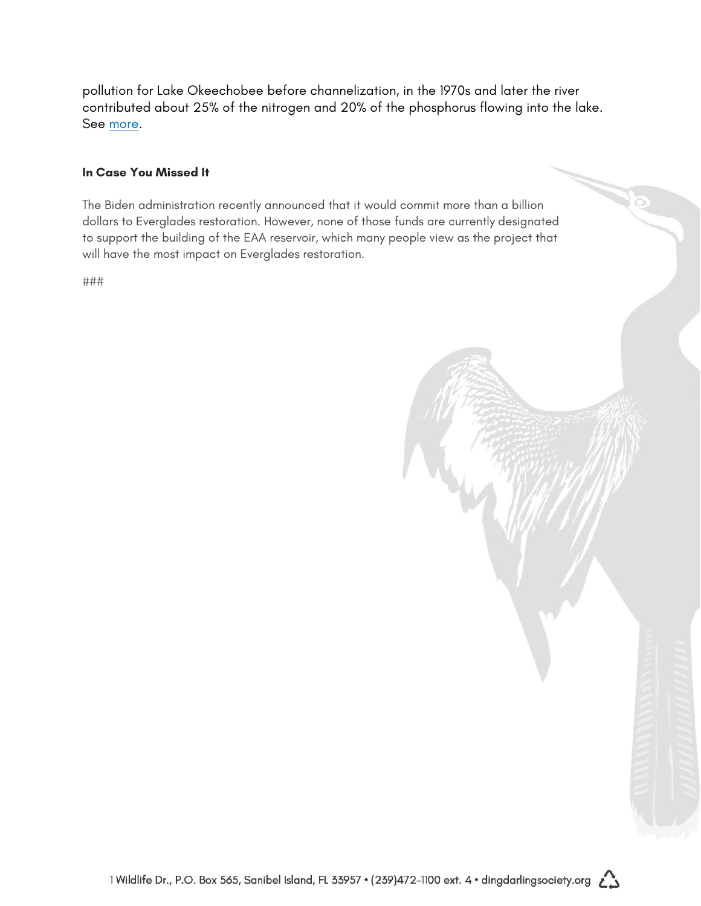pollution for Lake Okeechobee before channelization, in the 1970s and later the river contributed about 25% of the nitrogen and 20% of the phosphorus flowing into the lake. See more.

**In Case You Missed It**

The Biden administration recently announced that it would commit more than a billion dollars to Everglades restoration. However, none of those funds are currently designated to support the building of the EAA reservoir, which many people view as the project that will have the most impact on Everglades restoration.

###